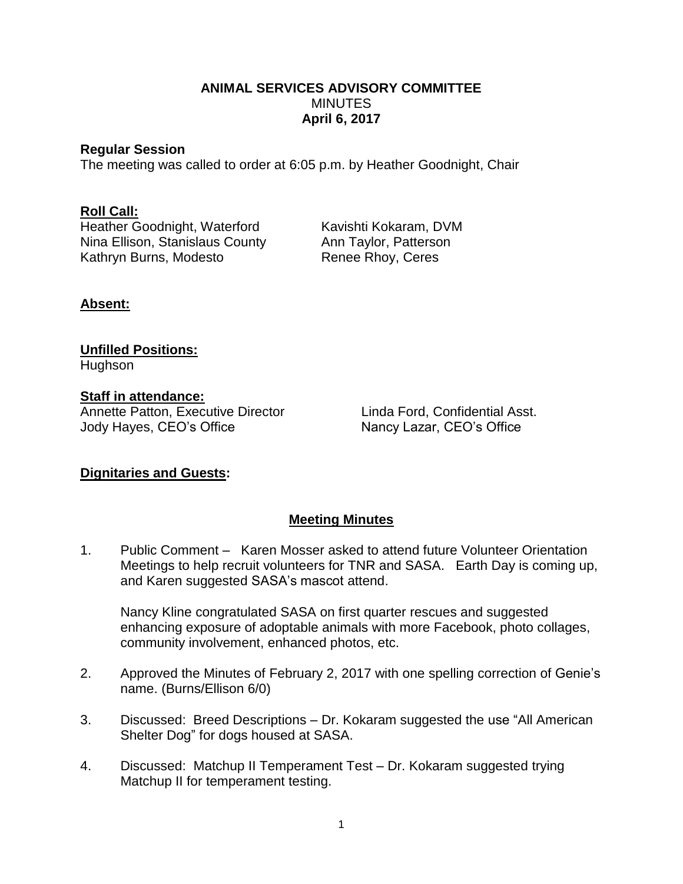# ANIMAL SERVICES ADVISORY COMMITTEE
## MINUTES
### April 6, 2017

**Regular Session**

The meeting was called to order at 6:05 p.m. by Heather Goodnight, Chair

**Roll Call:**

Heather Goodnight, Waterford
Nina Ellison, Stanislaus County
Kathryn Burns, Modesto
Kavishti Kokaram, DVM
Ann Taylor, Patterson
Renee Rhoy, Ceres

**Absent:**

**Unfilled Positions:**

Hughson

**Staff in attendance:**

Annette Patton, Executive Director
Jody Hayes, CEO's Office
Linda Ford, Confidential Asst.
Nancy Lazar, CEO's Office

**Dignitaries and Guests:**

**Meeting Minutes**

1. Public Comment – Karen Mosser asked to attend future Volunteer Orientation Meetings to help recruit volunteers for TNR and SASA. Earth Day is coming up, and Karen suggested SASA's mascot attend.

   Nancy Kline congratulated SASA on first quarter rescues and suggested enhancing exposure of adoptable animals with more Facebook, photo collages, community involvement, enhanced photos, etc.

2. Approved the Minutes of February 2, 2017 with one spelling correction of Genie's name. (Burns/Ellison 6/0)

3. Discussed: Breed Descriptions – Dr. Kokaram suggested the use "All American Shelter Dog" for dogs housed at SASA.

4. Discussed: Matchup II Temperament Test – Dr. Kokaram suggested trying Matchup II for temperament testing.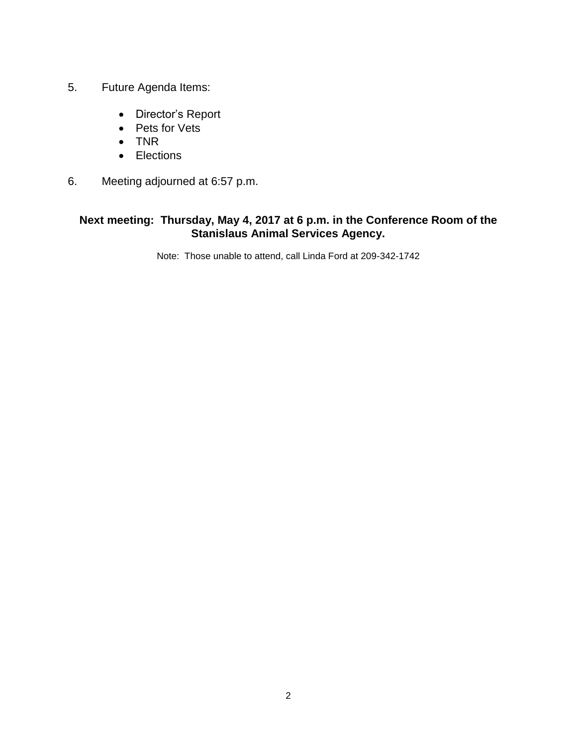5. Future Agenda Items:

    - Director's Report
    - Pets for Vets
    - TNR
    - Elections

6. Meeting adjourned at 6:57 p.m.

**Next meeting: Thursday, May 4, 2017 at 6 p.m. in the Conference Room of the Stanislaus Animal Services Agency.**

Note: Those unable to attend, call Linda Ford at 209-342-1742